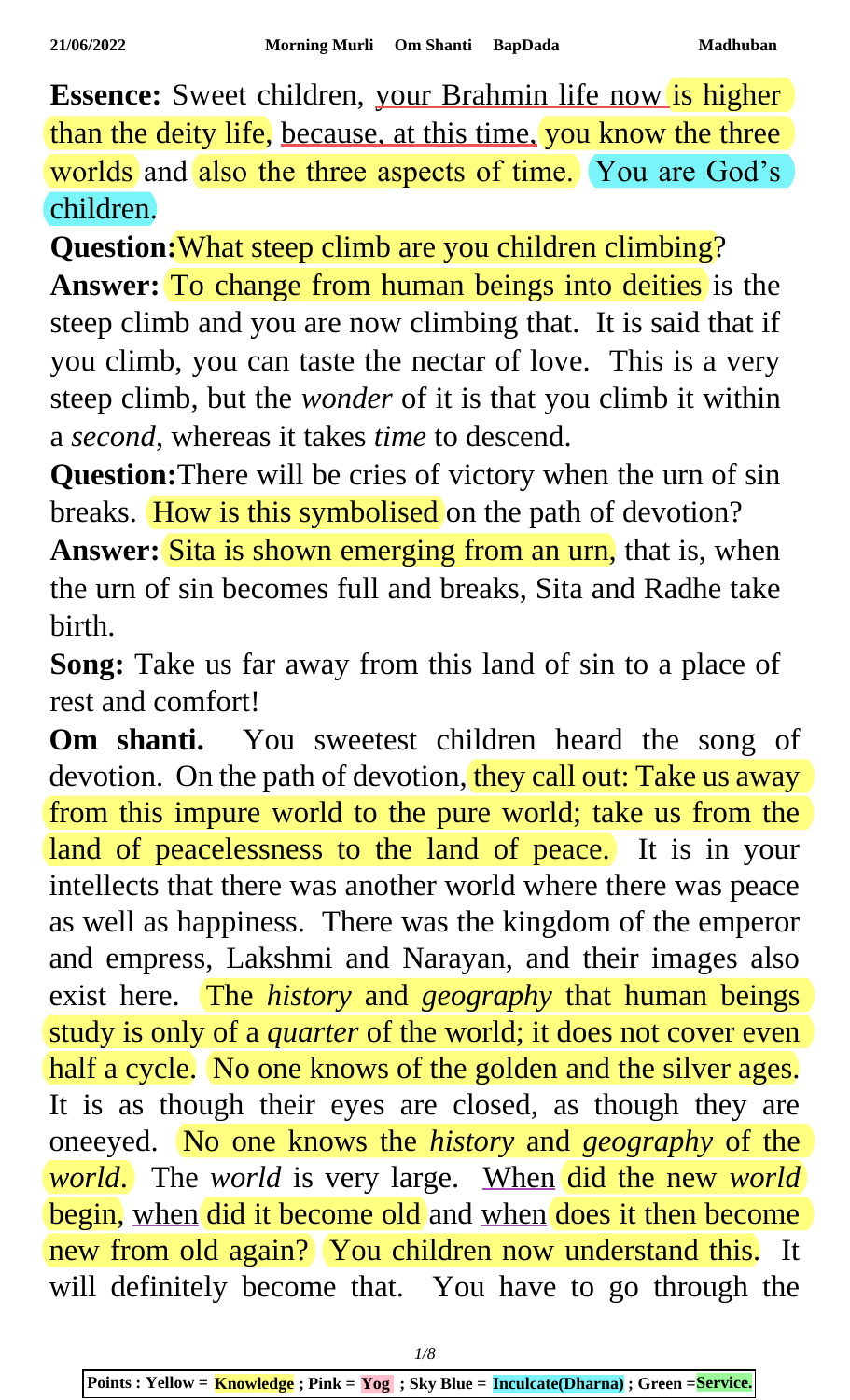**Essence:** Sweet children, your Brahmin life now is higher than the deity life, because, at this time, you know the three worlds and also the three aspects of time. You are God's children.

**Question:** What steep climb are you children climbing?

**Answer:** To change from human beings into deities is the steep climb and you are now climbing that. It is said that if you climb, you can taste the nectar of love. This is a very steep climb, but the *wonder* of it is that you climb it within a *second*, whereas it takes *time* to descend.

**Question:** There will be cries of victory when the urn of sin breaks. How is this symbolised on the path of devotion?

**Answer:** Sita is shown emerging from an urn, that is, when the urn of sin becomes full and breaks, Sita and Radhe take birth.

**Song:** Take us far away from this land of sin to a place of rest and comfort!

**Om shanti.** You sweetest children heard the song of devotion. On the path of devotion, they call out: Take us away from this impure world to the pure world; take us from the land of peacelessness to the land of peace. It is in your intellects that there was another world where there was peace as well as happiness. There was the kingdom of the emperor and empress, Lakshmi and Narayan, and their images also exist here. The *history* and *geography* that human beings study is only of a *quarter* of the world; it does not cover even half a cycle. No one knows of the golden and the silver ages. It is as though their eyes are closed, as though they are oneeyed. No one knows the *history* and *geography* of the *world*. The *world* is very large. When did the new *world* begin, when did it become old and when does it then become new from old again? You children now understand this. It will definitely become that. You have to go through the

Points : Yellow = **Knowledge** ; Pink = **Yog** ; Sky Blue = **Inculcate(Dharna)** ; Green = **Service.**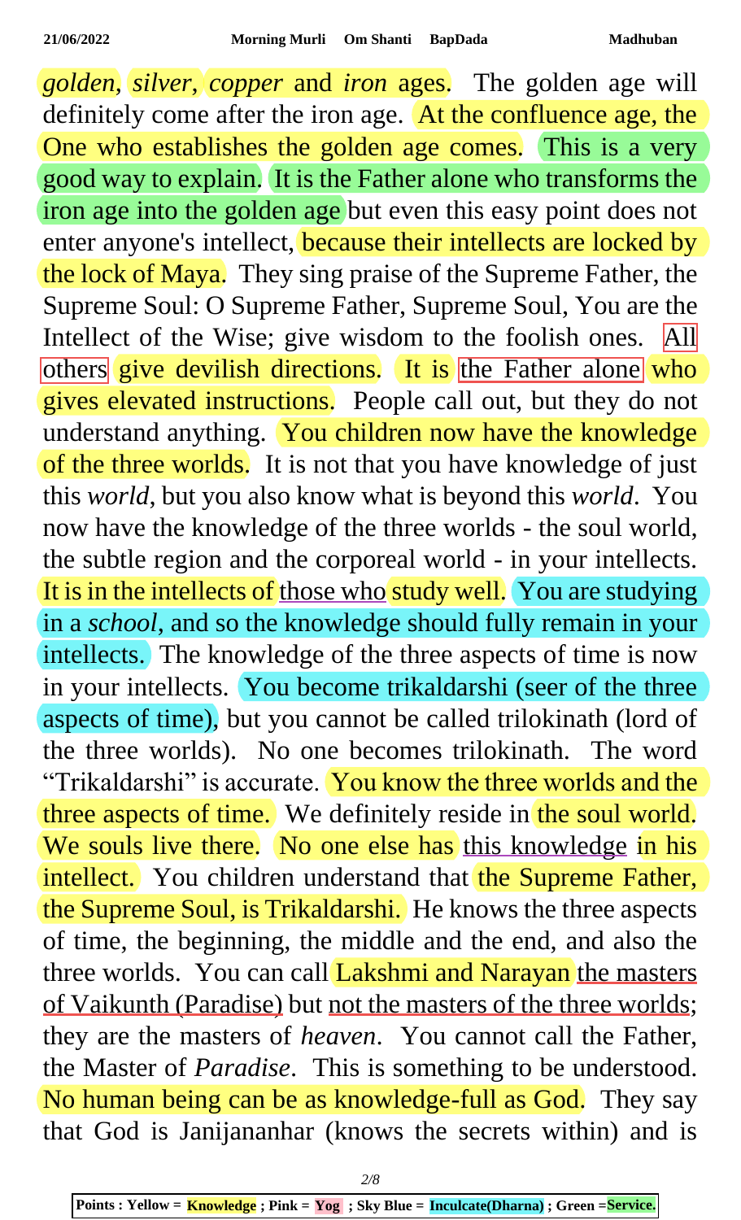*golden*, *silver*, *copper* and *iron* ages. The golden age will definitely come after the iron age. At the confluence age, the One who establishes the golden age comes. This is a very good way to explain. It is the Father alone who transforms the iron age into the golden age but even this easy point does not enter anyone's intellect, because their intellects are locked by the lock of Maya. They sing praise of the Supreme Father, the Supreme Soul: O Supreme Father, Supreme Soul, You are the Intellect of the Wise; give wisdom to the foolish ones. All others give devilish directions. It is the Father alone who gives elevated instructions. People call out, but they do not understand anything. You children now have the knowledge of the three worlds. It is not that you have knowledge of just this *world*, but you also know what is beyond this *world*. You now have the knowledge of the three worlds - the soul world, the subtle region and the corporeal world - in your intellects. It is in the intellects of those who study well. You are studying in a *school*, and so the knowledge should fully remain in your intellects. The knowledge of the three aspects of time is now in your intellects. You become trikaldarshi (seer of the three aspects of time), but you cannot be called trilokinath (lord of the three worlds). No one becomes trilokinath. The word "Trikaldarshi" is accurate. You know the three worlds and the three aspects of time. We definitely reside in the soul world. We souls live there. No one else has this knowledge in his intellect. You children understand that the Supreme Father, the Supreme Soul, is Trikaldarshi. He knows the three aspects of time, the beginning, the middle and the end, and also the three worlds. You can call Lakshmi and Narayan the masters of Vaikunth (Paradise) but not the masters of the three worlds; they are the masters of *heaven*. You cannot call the Father, the Master of *Paradise*. This is something to be understood. No human being can be as knowledge-full as God. They say that God is Janijananhar (knows the secrets within) and is

**Points : Yellow = Knowledge ; Pink = Yog ; Sky Blue = Inculcate(Dharna) ; Green =Service.**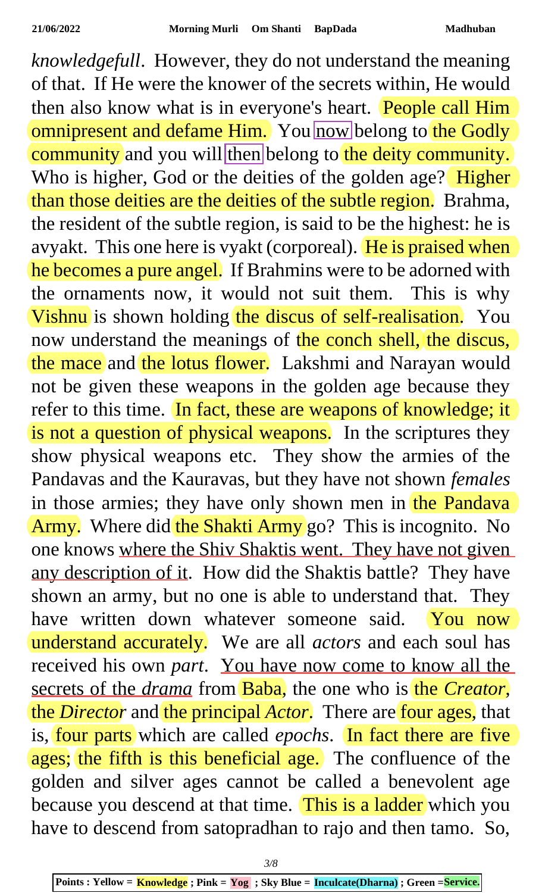*knowledgefull*. However, they do not understand the meaning of that. If He were the knower of the secrets within, He would then also know what is in everyone's heart. People call Him omnipresent and defame Him. You now belong to the Godly community and you will then belong to the deity community. Who is higher, God or the deities of the golden age? Higher than those deities are the deities of the subtle region. Brahma, the resident of the subtle region, is said to be the highest: he is avyakt. This one here is vyakt (corporeal). He is praised when he becomes a pure angel. If Brahmins were to be adorned with the ornaments now, it would not suit them. This is why Vishnu is shown holding the discus of self-realisation. You now understand the meanings of the conch shell, the discus, the mace and the lotus flower. Lakshmi and Narayan would not be given these weapons in the golden age because they refer to this time. In fact, these are weapons of knowledge; it is not a question of physical weapons. In the scriptures they show physical weapons etc. They show the armies of the Pandavas and the Kauravas, but they have not shown *females* in those armies; they have only shown men in the Pandava Army. Where did the Shakti Army go? This is incognito. No one knows where the Shiv Shaktis went. They have not given any description of it. How did the Shaktis battle? They have shown an army, but no one is able to understand that. They have written down whatever someone said. You now understand accurately. We are all *actors* and each soul has received his own *part*. You have now come to know all the secrets of the *drama* from Baba, the one who is the *Creator*, the *Director* and the principal *Actor*. There are four ages, that is, four parts which are called *epochs*. In fact there are five ages; the fifth is this beneficial age. The confluence of the golden and silver ages cannot be called a benevolent age because you descend at that time. This is a ladder which you have to descend from satopradhan to rajo and then tamo. So,

Points : Yellow = Knowledge ; Pink = Yog ; Sky Blue = Inculcate(Dharna) ; Green = Service.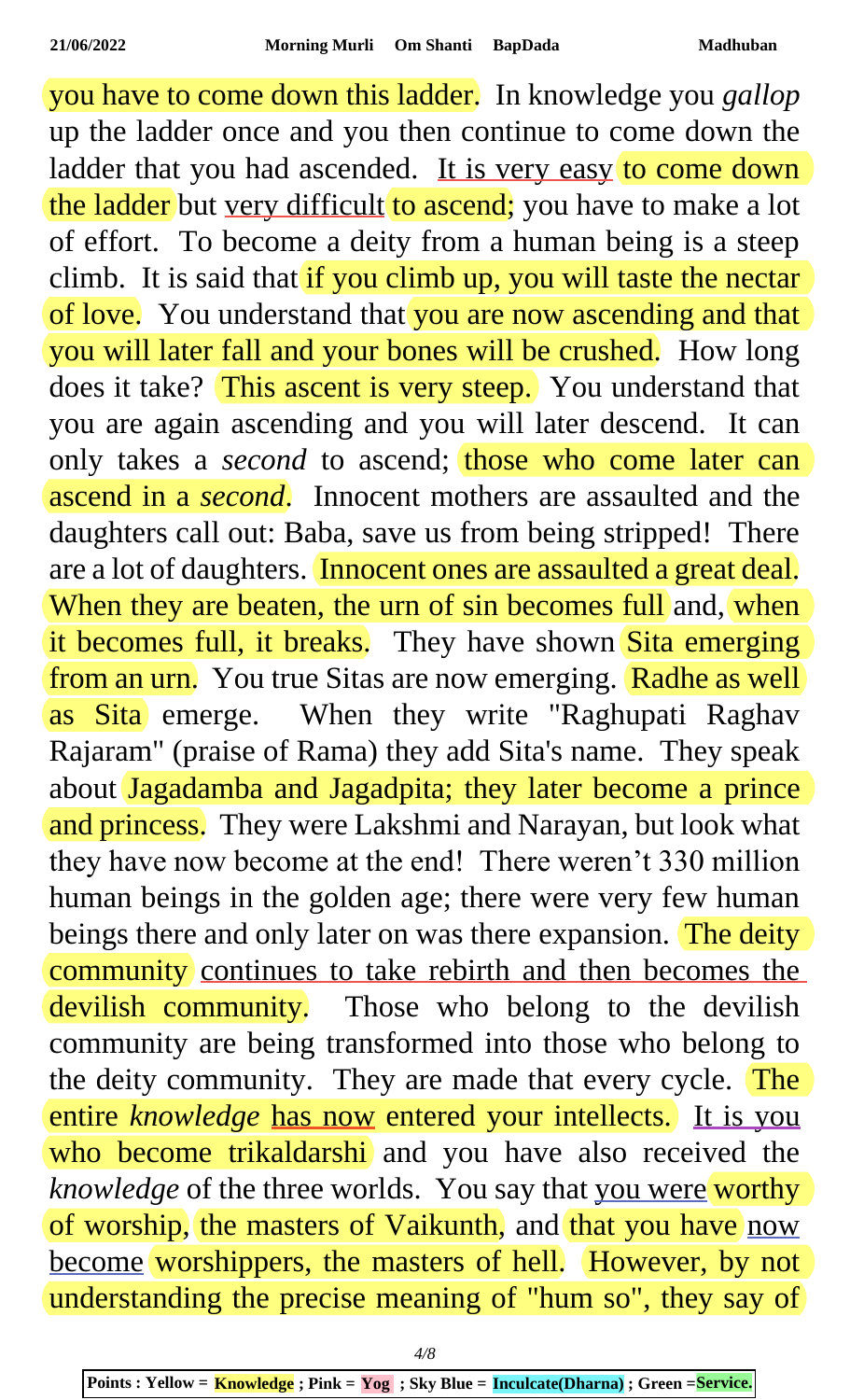you have to come down this ladder. In knowledge you *gallop* up the ladder once and you then continue to come down the ladder that you had ascended. It is very easy to come down the ladder but very difficult to ascend; you have to make a lot of effort. To become a deity from a human being is a steep climb. It is said that if you climb up, you will taste the nectar of love. You understand that you are now ascending and that you will later fall and your bones will be crushed. How long does it take? This ascent is very steep. You understand that you are again ascending and you will later descend. It can only takes a *second* to ascend; those who come later can ascend in a *second*. Innocent mothers are assaulted and the daughters call out: Baba, save us from being stripped! There are a lot of daughters. Innocent ones are assaulted a great deal. When they are beaten, the urn of sin becomes full and, when it becomes full, it breaks. They have shown Sita emerging from an urn. You true Sitas are now emerging. Radhe as well as Sita emerge. When they write "Raghupati Raghav Rajaram" (praise of Rama) they add Sita's name. They speak about Jagadamba and Jagadpita; they later become a prince and princess. They were Lakshmi and Narayan, but look what they have now become at the end! There weren't 330 million human beings in the golden age; there were very few human beings there and only later on was there expansion. The deity community continues to take rebirth and then becomes the devilish community. Those who belong to the devilish community are being transformed into those who belong to the deity community. They are made that every cycle. The entire *knowledge* has now entered your intellects. It is you who become trikaldarshi and you have also received the *knowledge* of the three worlds. You say that you were worthy of worship, the masters of Vaikunth, and that you have now become worshippers, the masters of hell. However, by not understanding the precise meaning of "hum so", they say of

Points : Yellow = **Knowledge** ; Pink = **Yog** ; Sky Blue = **Inculcate(Dharna)** ; Green = **Service.**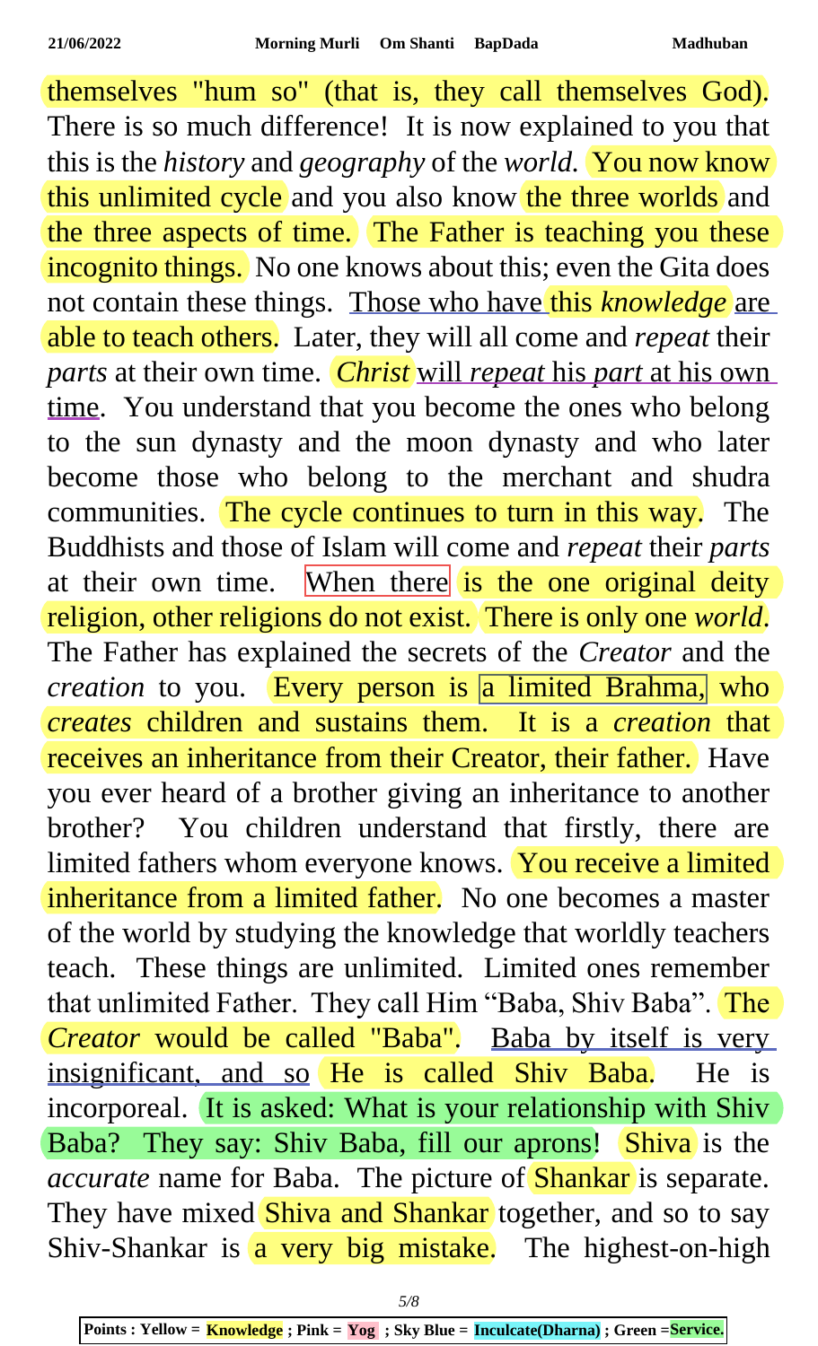themselves "hum so" (that is, they call themselves God). There is so much difference! It is now explained to you that this is the *history* and *geography* of the *world*. You now know this unlimited cycle and you also know the three worlds and the three aspects of time. The Father is teaching you these incognito things. No one knows about this; even the Gita does not contain these things. Those who have this *knowledge* are able to teach others. Later, they will all come and *repeat* their *parts* at their own time. *Christ* will *repeat* his *part* at his own time. You understand that you become the ones who belong to the sun dynasty and the moon dynasty and who later become those who belong to the merchant and shudra communities. The cycle continues to turn in this way. The Buddhists and those of Islam will come and *repeat* their *parts* at their own time. When there is the one original deity religion, other religions do not exist. There is only one *world*. The Father has explained the secrets of the *Creator* and the *creation* to you. Every person is a limited Brahma, who *creates* children and sustains them. It is a *creation* that receives an inheritance from their Creator, their father. Have you ever heard of a brother giving an inheritance to another brother? You children understand that firstly, there are limited fathers whom everyone knows. You receive a limited inheritance from a limited father. No one becomes a master of the world by studying the knowledge that worldly teachers teach. These things are unlimited. Limited ones remember that unlimited Father. They call Him "Baba, Shiv Baba". The *Creator* would be called "Baba". Baba by itself is very insignificant, and so He is called Shiv Baba. He is incorporeal. It is asked: What is your relationship with Shiv Baba? They say: Shiv Baba, fill our aprons! Shiva is the *accurate* name for Baba. The picture of Shankar is separate. They have mixed Shiva and Shankar together, and so to say Shiv-Shankar is a very big mistake. The highest-on-high

**Points : Yellow = Knowledge ; Pink = Yog ; Sky Blue = Inculcate(Dharna) ; Green =Service.**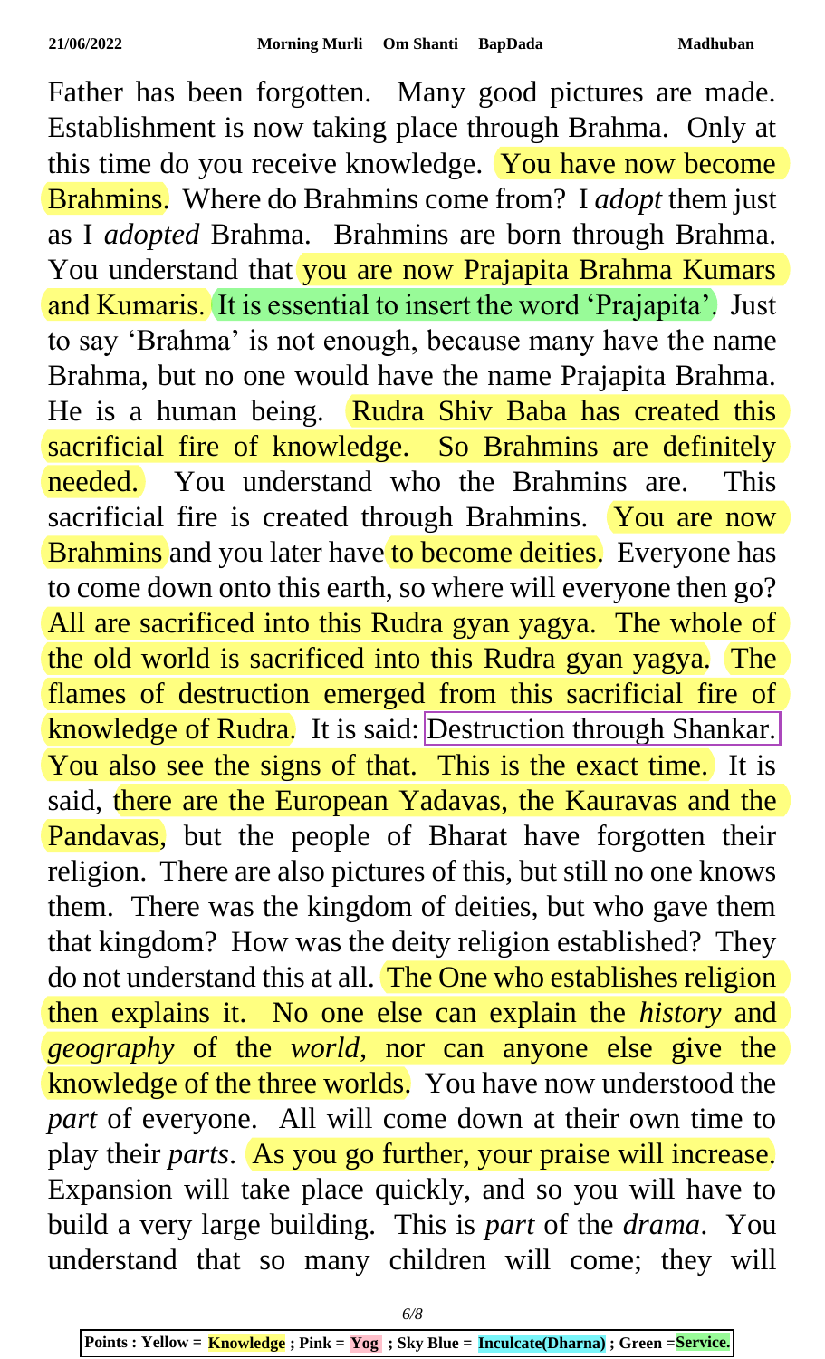Father has been forgotten. Many good pictures are made. Establishment is now taking place through Brahma. Only at this time do you receive knowledge. You have now become Brahmins. Where do Brahmins come from? I *adopt* them just as I *adopted* Brahma. Brahmins are born through Brahma. You understand that you are now Prajapita Brahma Kumars and Kumaris. It is essential to insert the word 'Prajapita'. Just to say 'Brahma' is not enough, because many have the name Brahma, but no one would have the name Prajapita Brahma. He is a human being. Rudra Shiv Baba has created this sacrificial fire of knowledge. So Brahmins are definitely needed. You understand who the Brahmins are. This sacrificial fire is created through Brahmins. You are now Brahmins and you later have to become deities. Everyone has to come down onto this earth, so where will everyone then go? All are sacrificed into this Rudra gyan yagya. The whole of the old world is sacrificed into this Rudra gyan yagya. The flames of destruction emerged from this sacrificial fire of knowledge of Rudra. It is said: Destruction through Shankar. You also see the signs of that. This is the exact time. It is said, there are the European Yadavas, the Kauravas and the Pandavas, but the people of Bharat have forgotten their religion. There are also pictures of this, but still no one knows them. There was the kingdom of deities, but who gave them that kingdom? How was the deity religion established? They do not understand this at all. The One who establishes religion then explains it. No one else can explain the *history* and *geography* of the *world,* nor can anyone else give the knowledge of the three worlds. You have now understood the *part* of everyone. All will come down at their own time to play their *parts*. As you go further, your praise will increase. Expansion will take place quickly, and so you will have to build a very large building. This is *part* of the *drama*. You understand that so many children will come; they will

**Points : Yellow = Knowledge ; Pink = Yog ; Sky Blue = Inculcate(Dharna) ; Green = Service.**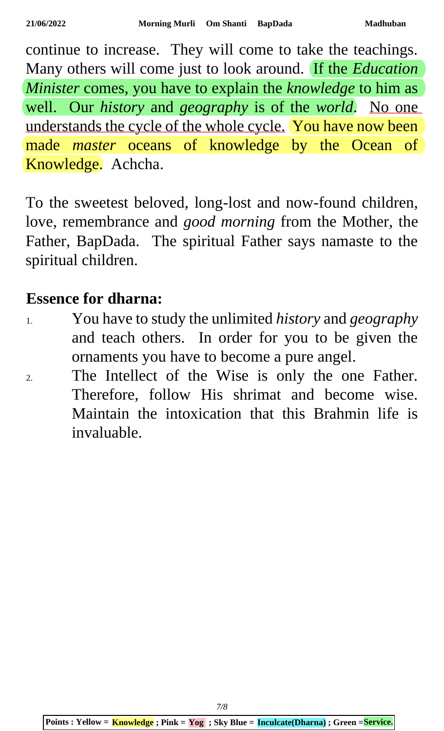continue to increase. They will come to take the teachings. Many others will come just to look around. If the *Education Minister* comes, you have to explain the *knowledge* to him as well. Our *history* and *geography* is of the *world*. No one understands the cycle of the whole cycle. You have now been made *master* oceans of knowledge by the Ocean of Knowledge. Achcha.

To the sweetest beloved, long-lost and now-found children, love, remembrance and *good morning* from the Mother, the Father, BapDada. The spiritual Father says namaste to the spiritual children.

## Essence for dharna:

1. You have to study the unlimited *history* and *geography* and teach others. In order for you to be given the ornaments you have to become a pure angel.
2. The Intellect of the Wise is only the one Father. Therefore, follow His shrimat and become wise. Maintain the intoxication that this Brahmin life is invaluable.

**Points : Yellow = Knowledge ; Pink = Yog ; Sky Blue = Inculcate(Dharna) ; Green = Service.**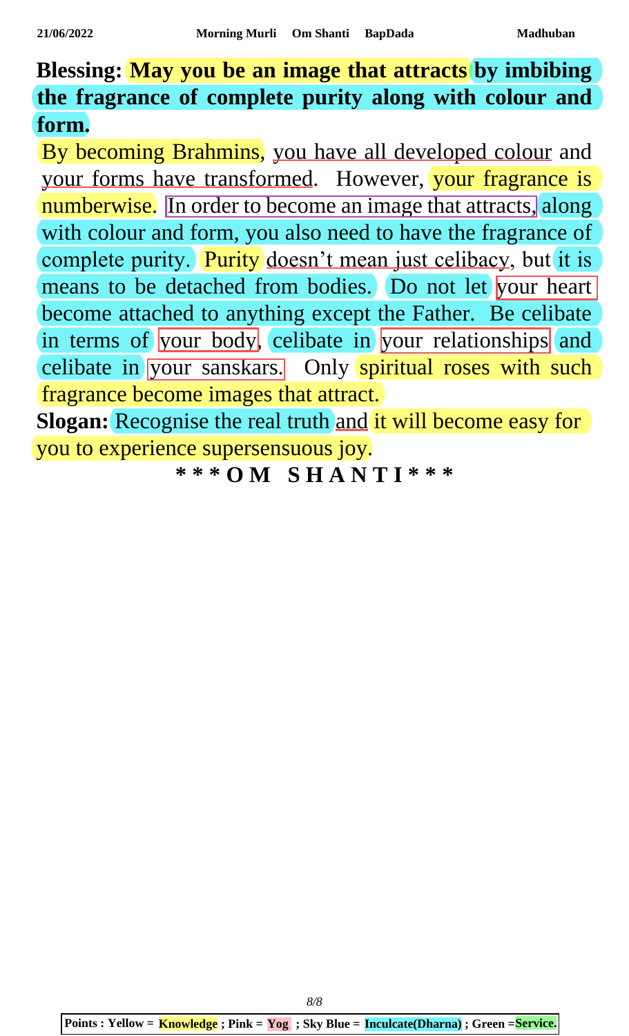**Blessing: May you be an image that attracts by imbibing the fragrance of complete purity along with colour and form.**

By becoming Brahmins, you have all developed colour and your forms have transformed. However, your fragrance is numberwise. In order to become an image that attracts, along with colour and form, you also need to have the fragrance of complete purity. Purity doesn't mean just celibacy, but it is means to be detached from bodies. Do not let your heart become attached to anything except the Father. Be celibate in terms of your body, celibate in your relationships and celibate in your sanskars. Only spiritual roses with such fragrance become images that attract.

**Slogan:** Recognise the real truth and it will become easy for you to experience supersensuous joy.

**\* \* \* O M  S H A N T I \* \* \***

**Points : Yellow = Knowledge ; Pink = Yog ; Sky Blue = Inculcate(Dharna) ; Green = Service.**